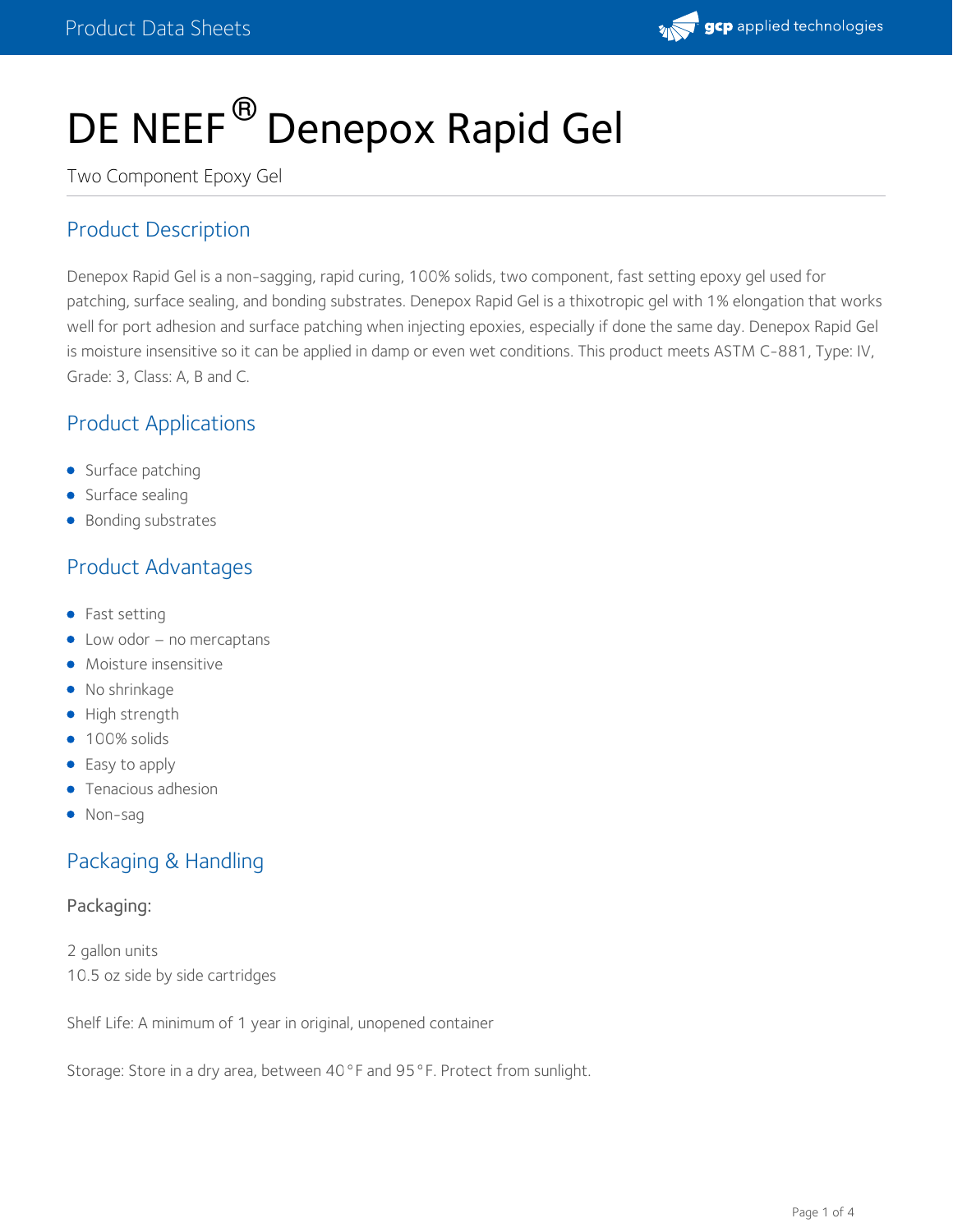# DE NEEF® Denepox Rapid Gel

Two Component Epoxy Gel

## Product Description

Denepox Rapid Gel is a non-sagging, rapid curing, 100% solids, two component, fast setting epoxy gel used for patching, surface sealing, and bonding substrates. Denepox Rapid Gel is a thixotropic gel with 1% elongation that works well for port adhesion and surface patching when injecting epoxies, especially if done the same day. Denepox Rapid Gel is moisture insensitive so it can be applied in damp or even wet conditions. This product meets ASTM C-881, Type: IV, Grade: 3, Class: A, B and C.

## Product Applications

- Surface patching
- Surface sealing
- Bonding substrates

## Product Advantages

- Fast setting
- Low odor – no mercaptans
- Moisture insensitive
- No shrinkage
- High strength
- 100% solids
- Easy to apply
- Tenacious adhesion
- Non-sag

## Packaging & Handling

### Packaging:

2 gallon units
10.5 oz side by side cartridges

Shelf Life: A minimum of 1 year in original, unopened container

Storage: Store in a dry area, between 40°F and 95°F. Protect from sunlight.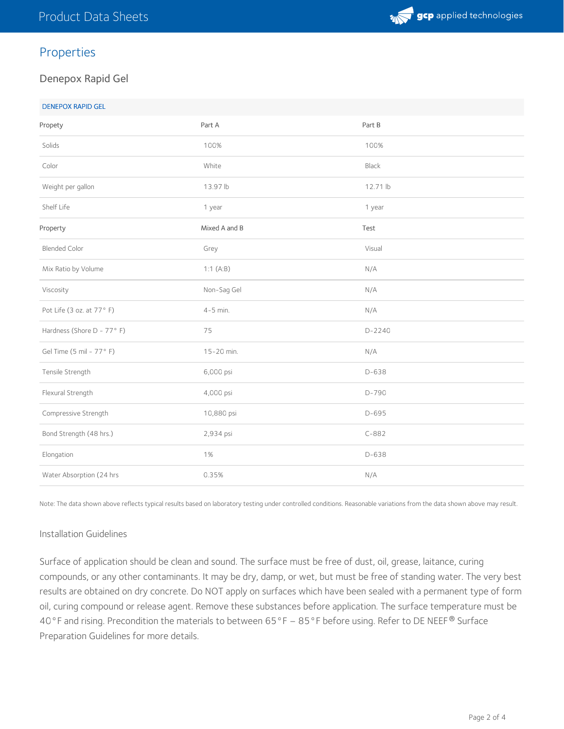## Properties

### Denepox Rapid Gel

| DENEPOX RAPID GEL | | |
|---|---|---|
| Propety | Part A | Part B |
| Solids | 100% | 100% |
| Color | White | Black |
| Weight per gallon | 13.97 lb | 12.71 lb |
| Shelf Life | 1 year | 1 year |
| Property | Mixed A and B | Test |
| Blended Color | Grey | Visual |
| Mix Ratio by Volume | 1:1 (A:B) | N/A |
| Viscosity | Non-Sag Gel | N/A |
| Pot Life (3 oz. at 77° F) | 4-5 min. | N/A |
| Hardness (Shore D - 77° F) | 75 | D-2240 |
| Gel Time (5 mil - 77° F) | 15-20 min. | N/A |
| Tensile Strength | 6,000 psi | D-638 |
| Flexural Strength | 4,000 psi | D-790 |
| Compressive Strength | 10,880 psi | D-695 |
| Bond Strength (48 hrs.) | 2,934 psi | C-882 |
| Elongation | 1% | D-638 |
| Water Absorption (24 hrs | 0.35% | N/A |

Note: The data shown above reflects typical results based on laboratory testing under controlled conditions. Reasonable variations from the data shown above may result.

### Installation Guidelines

Surface of application should be clean and sound. The surface must be free of dust, oil, grease, laitance, curing compounds, or any other contaminants. It may be dry, damp, or wet, but must be free of standing water. The very best results are obtained on dry concrete. Do NOT apply on surfaces which have been sealed with a permanent type of form oil, curing compound or release agent. Remove these substances before application. The surface temperature must be 40°F and rising. Precondition the materials to between 65°F – 85°F before using. Refer to DE NEEF® Surface Preparation Guidelines for more details.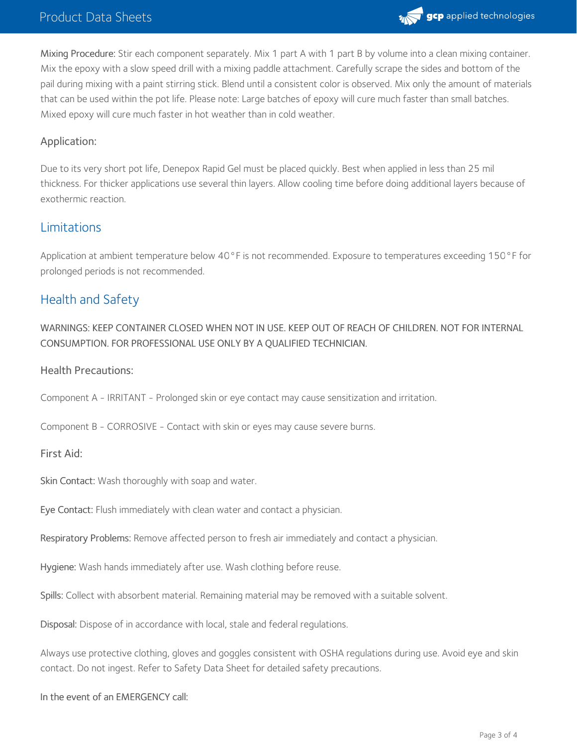**Mixing Procedure:** Stir each component separately. Mix 1 part A with 1 part B by volume into a clean mixing container. Mix the epoxy with a slow speed drill with a mixing paddle attachment. Carefully scrape the sides and bottom of the pail during mixing with a paint stirring stick. Blend until a consistent color is observed. Mix only the amount of materials that can be used within the pot life. Please note: Large batches of epoxy will cure much faster than small batches. Mixed epoxy will cure much faster in hot weather than in cold weather.

### Application:

Due to its very short pot life, Denepox Rapid Gel must be placed quickly. Best when applied in less than 25 mil thickness. For thicker applications use several thin layers. Allow cooling time before doing additional layers because of exothermic reaction.

## Limitations

Application at ambient temperature below 40°F is not recommended. Exposure to temperatures exceeding 150°F for prolonged periods is not recommended.

## Health and Safety

WARNINGS: KEEP CONTAINER CLOSED WHEN NOT IN USE. KEEP OUT OF REACH OF CHILDREN. NOT FOR INTERNAL CONSUMPTION. FOR PROFESSIONAL USE ONLY BY A QUALIFIED TECHNICIAN.

### Health Precautions:

Component A - IRRITANT - Prolonged skin or eye contact may cause sensitization and irritation.

Component B - CORROSIVE - Contact with skin or eyes may cause severe burns.

### First Aid:

**Skin Contact:** Wash thoroughly with soap and water.

**Eye Contact:** Flush immediately with clean water and contact a physician.

**Respiratory Problems:** Remove affected person to fresh air immediately and contact a physician.

**Hygiene:** Wash hands immediately after use. Wash clothing before reuse.

**Spills:** Collect with absorbent material. Remaining material may be removed with a suitable solvent.

**Disposal:** Dispose of in accordance with local, stale and federal regulations.

Always use protective clothing, gloves and goggles consistent with OSHA regulations during use. Avoid eye and skin contact. Do not ingest. Refer to Safety Data Sheet for detailed safety precautions.

In the event of an EMERGENCY call: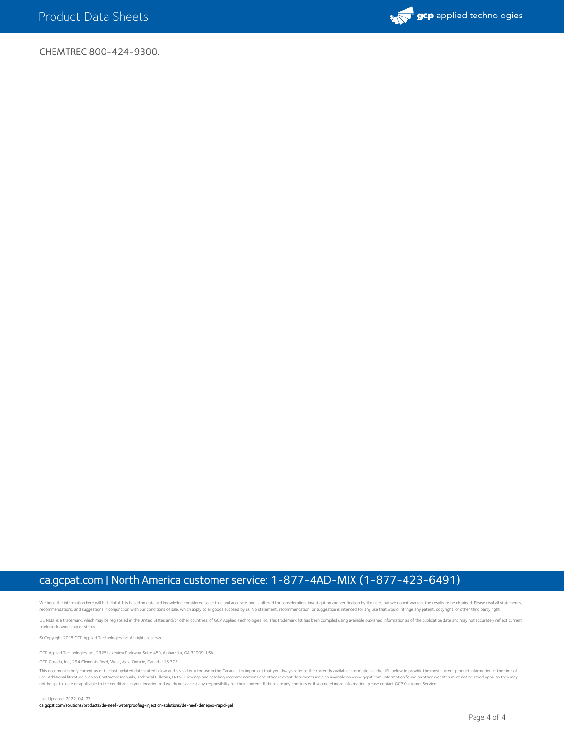CHEMTREC 800-424-9300.

ca.gcpat.com | North America customer service: 1-877-4AD-MIX (1-877-423-6491)

We hope the information here will be helpful. It is based on data and knowledge considered to be true and accurate, and is offered for consideration, investigation and verification by the user, but we do not warrant the results to be obtained. Please read all statements, recommendations, and suggestions in conjunction with our conditions of sale, which apply to all goods supplied by us. No statement, recommendation, or suggestion is intended for any use that would infringe any patent, copyright, or other third party right.

DE NEEF is a trademark, which may be registered in the United States and/or other countries, of GCP Applied Technologies Inc. This trademark list has been compiled using available published information as of the publication date and may not accurately reflect current trademark ownership or status.

© Copyright 2018 GCP Applied Technologies Inc. All rights reserved.

GCP Applied Technologies Inc., 2325 Lakeview Parkway, Suite 450, Alpharetta, GA 30009, USA

GCP Canada, Inc., 294 Clements Road, West, Ajax, Ontario, Canada L1S 3C6.

This document is only current as of the last updated date stated below and is valid only for use in the Canada. It is important that you always refer to the currently available information at the URL below to provide the most current product information at the time of use. Additional literature such as Contractor Manuals, Technical Bulletins, Detail Drawings and detailing recommendations and other relevant documents are also available on www.gcpat.com. Information found on other websites must not be relied upon, as they may not be up-to-date or applicable to the conditions in your location and we do not accept any responsibility for their content. If there are any conflicts or if you need more information, please contact GCP Customer Service.

Last Updated: 2022-04-27

ca.gcpat.com/solutions/products/de-neef-waterproofing-injection-solutions/de-neef-denepox-rapid-gel